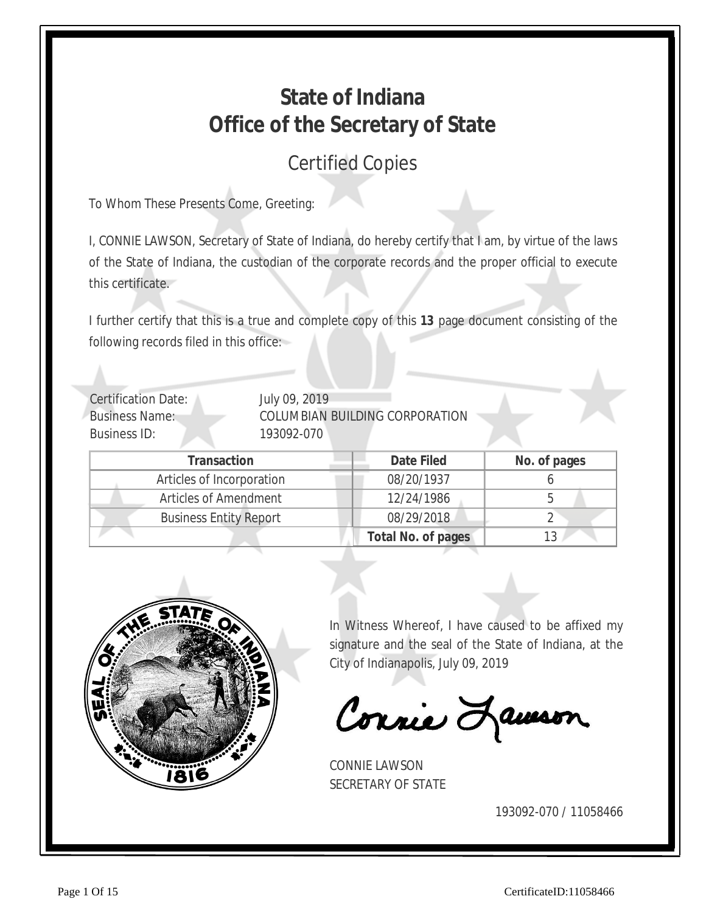# State of Indiana
# Office of the Secretary of State

## Certified Copies

To Whom These Presents Come, Greeting:

I, CONNIE LAWSON, Secretary of State of Indiana, do hereby certify that I am, by virtue of the laws of the State of Indiana, the custodian of the corporate records and the proper official to execute this certificate.

I further certify that this is a true and complete copy of this **13** page document consisting of the following records filed in this office:

Certification Date: July 09, 2019
Business Name: COLUMBIAN BUILDING CORPORATION
Business ID: 193092-070

| Transaction | Date Filed | No. of pages |
|---|---|---|
| Articles of Incorporation | 08/20/1937 | 6 |
| Articles of Amendment | 12/24/1986 | 5 |
| Business Entity Report | 08/29/2018 | 2 |
| | **Total No. of pages** | 13 |

In Witness Whereof, I have caused to be affixed my signature and the seal of the State of Indiana, at the City of Indianapolis, July 09, 2019

Connie Lawson

CONNIE LAWSON
SECRETARY OF STATE

193092-070 / 11058466

CertificateID:11058466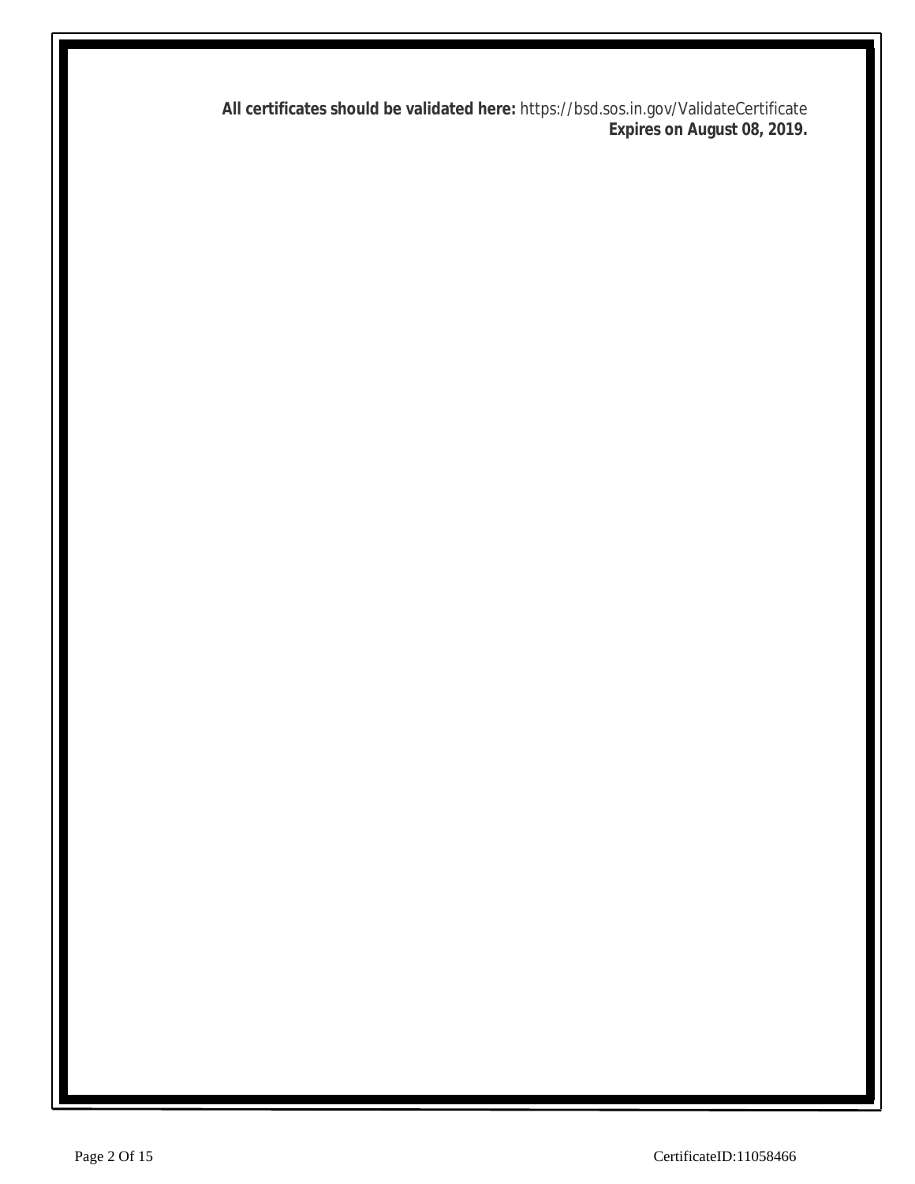**All certificates should be validated here:** https://bsd.sos.in.gov/ValidateCertificate
**Expires on August 08, 2019.**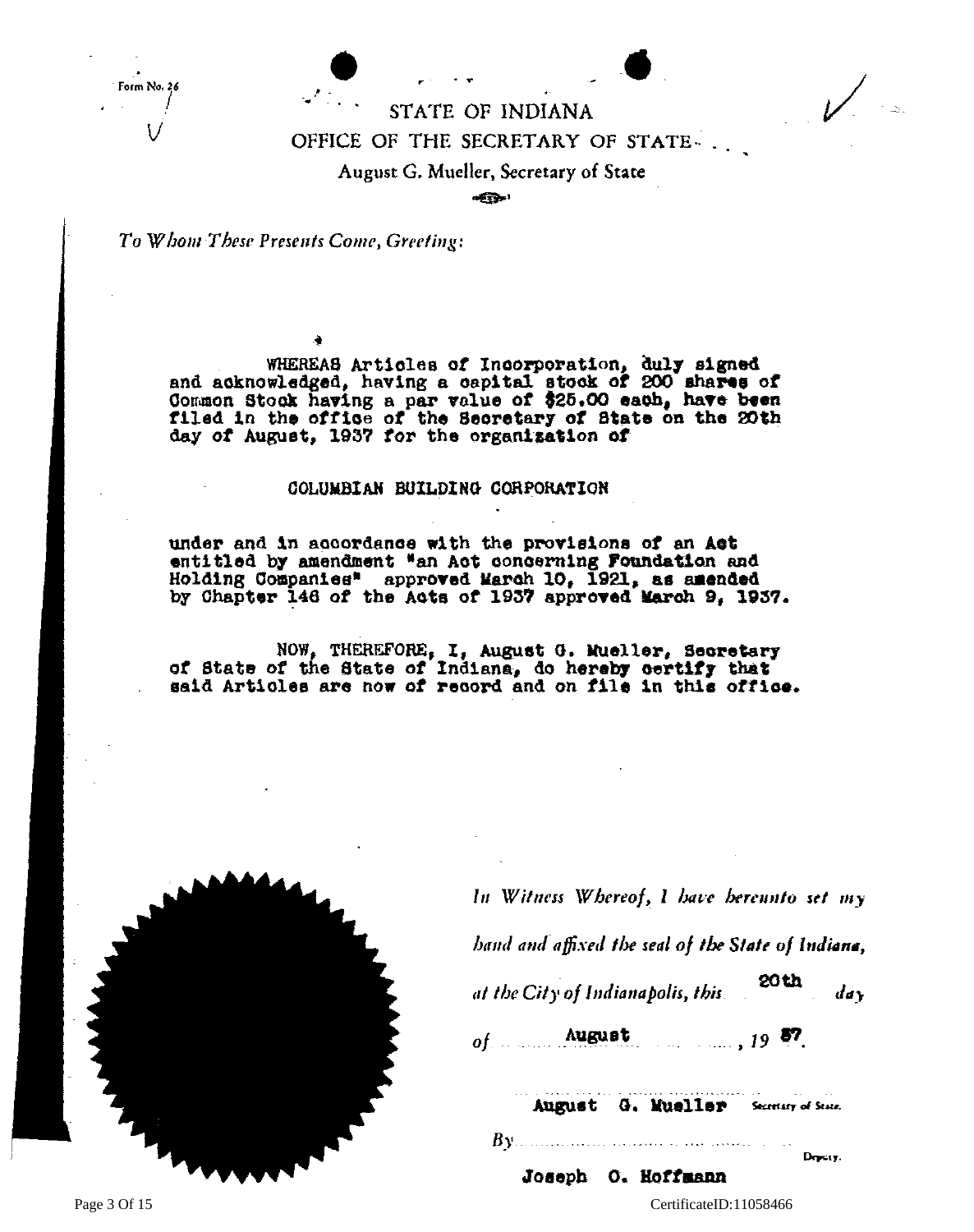Form No. 26

# STATE OF INDIANA

## OFFICE OF THE SECRETARY OF STATE

August G. Mueller, Secretary of State

*To Whom These Presents Come, Greeting:*

WHEREAS Articles of Incorporation, duly signed and acknowledged, having a capital stock of 200 shares of Common Stock having a par value of $25.00 each, have been filed in the office of the Secretary of State on the 20th day of August, 1937 for the organization of

COLUMBIAN BUILDING CORPORATION

under and in accordance with the provisions of an Act entitled by amendment "an Act concerning Foundation and Holding Companies" approved March 10, 1921, as amended by Chapter 146 of the Acts of 1937 approved March 9, 1937.

NOW, THEREFORE, I, August G. Mueller, Secretary of State of the State of Indiana, do hereby certify that said Articles are now of record and on file in this office.

*In Witness Whereof, I have hereunto set my hand and affixed the seal of the State of Indiana, at the City of Indianapolis, this* 20th *day of* August, *19* 37.

August G. Mueller Secretary of State.

*By* Deputy.

Joseph O. Hoffmann

CertificateID:11058466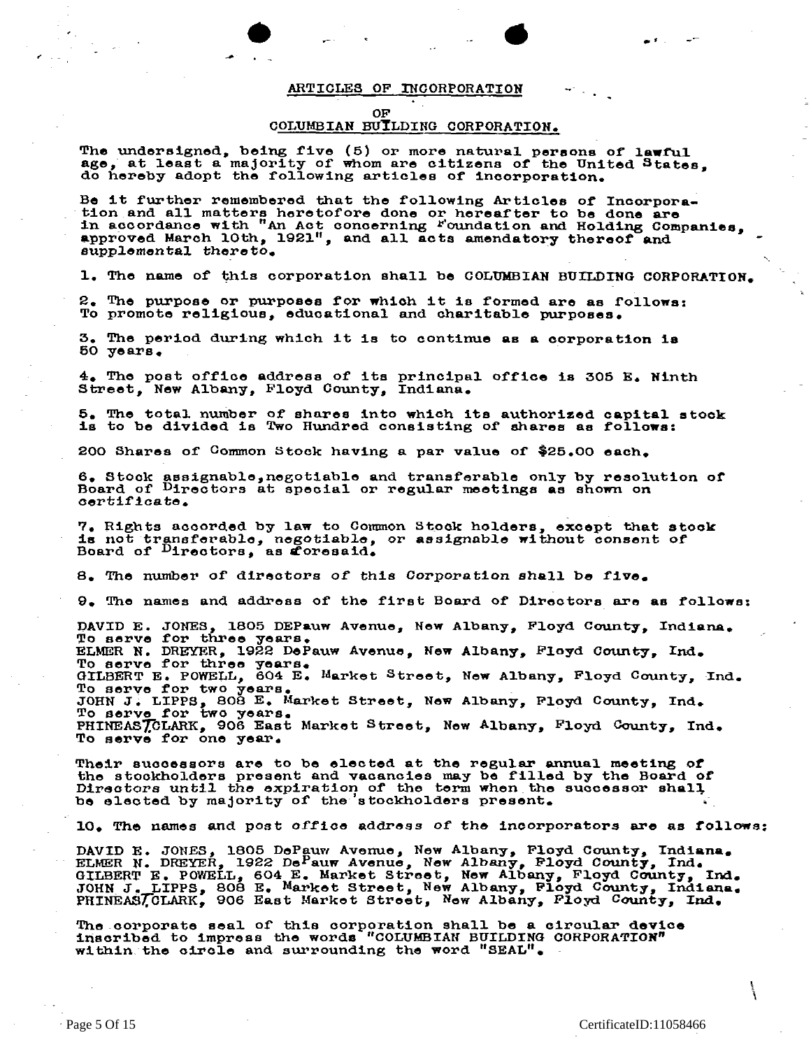## ARTICLES OF INCORPORATION

### OF
### COLUMBIAN BUILDING CORPORATION.

The undersigned, being five (5) or more natural persons of lawful age, at least a majority of whom are citizens of the United States, do hereby adopt the following articles of incorporation.

Be it further remembered that the following Articles of Incorporation and all matters heretofore done or hereafter to be done are in accordance with "An Act concerning Foundation and Holding Companies, approved March 10th, 1921", and all acts amendatory thereof and supplemental thereto.

1. The name of this corporation shall be COLUMBIAN BUILDING CORPORATION.

2. The purpose or purposes for which it is formed are as follows: To promote religious, educational and charitable purposes.

3. The period during which it is to continue as a corporation is 50 years.

4. The post office address of its principal office is 305 E. Ninth Street, New Albany, Floyd County, Indiana.

5. The total number of shares into which its authorized capital stock is to be divided is Two Hundred consisting of shares as follows:

200 Shares of Common Stock having a par value of $25.00 each.

6. Stock assignable, negotiable and transferable only by resolution of Board of Directors at special or regular meetings as shown on certificate.

7. Rights accorded by law to Common Stock holders, except that stock is not transferable, negotiable, or assignable without consent of Board of Directors, as aforesaid.

8. The number of directors of this Corporation shall be five.

9. The names and address of the first Board of Directors are as follows:

DAVID E. JONES, 1805 DEPauw Avenue, New Albany, Floyd County, Indiana. To serve for three years.
ELMER N. DREYER, 1922 DePauw Avenue, New Albany, Floyd County, Ind. To serve for three years.
GILBERT E. POWELL, 604 E. Market Street, New Albany, Floyd County, Ind. To serve for two years.
JOHN J. LIPPS, 808 E. Market Street, New Albany, Floyd County, Ind. To serve for two years.
PHINEAS T. CLARK, 906 East Market Street, New Albany, Floyd County, Ind. To serve for one year.

Their successors are to be elected at the regular annual meeting of the stockholders present and vacancies may be filled by the Board of Directors until the expiration of the term when the successor shall be elected by majority of the stockholders present.

10. The names and post office address of the incorporators are as follows:

DAVID E. JONES, 1805 DePauw Avenue, New Albany, Floyd County, Indiana.
ELMER N. DREYER, 1922 DePauw Avenue, New Albany, Floyd County, Ind.
GILBERT E. POWELL, 604 E. Market Street, New Albany, Floyd County, Ind.
JOHN J. LIPPS, 808 E. Market Street, New Albany, Floyd County, Indiana.
PHINEAS T. CLARK, 906 East Market Street, New Albany, Floyd County, Ind.

The corporate seal of this corporation shall be a circular device inscribed to impress the words "COLUMBIAN BUILDING CORPORATION" within the circle and surrounding the word "SEAL".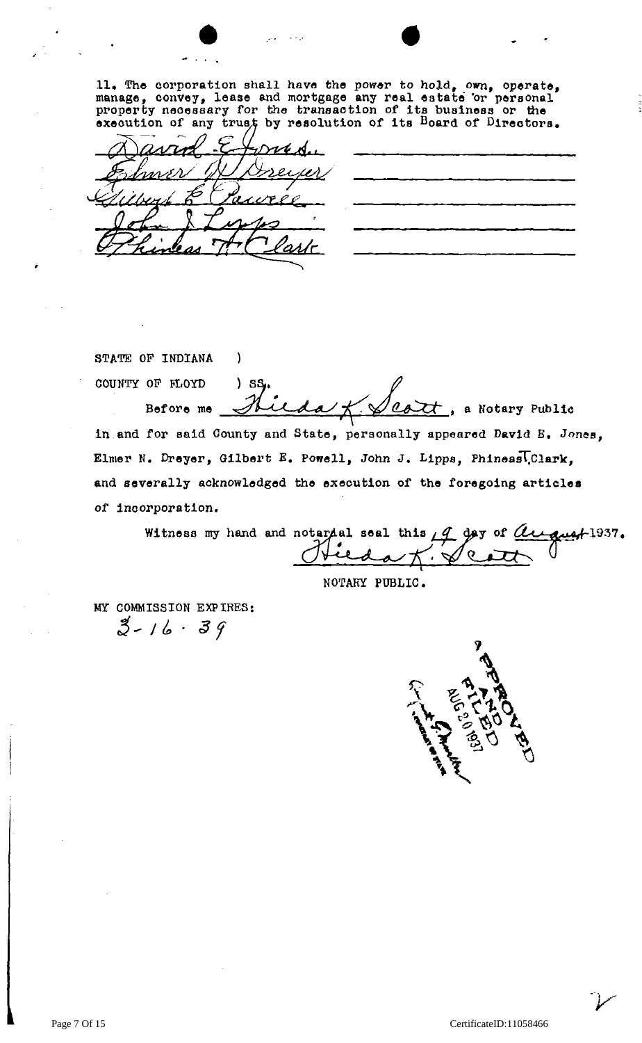11. The corporation shall have the power to hold, own, operate, manage, convey, lease and mortgage any real estate or personal property necessary for the transaction of its business or the execution of any trust by resolution of its Board of Directors.

David E. Jones
Elmer N. Dreyer
Gilbert E. Powell
John J. Lipps
Phineas T. Clark

STATE OF INDIANA )
COUNTY OF FLOYD ) SS.

Before me Hilda K. Scott, a Notary Public in and for said County and State, personally appeared David E. Jones, Elmer N. Dreyer, Gilbert E. Powell, John J. Lipps, Phineas T. Clark, and severally acknowledged the execution of the foregoing articles of incorporation.

Witness my hand and notarial seal this 19 day of August 1937.

Hilda K. Scott
NOTARY PUBLIC.

MY COMMISSION EXPIRES:
3-16-39

APPROVED AND FILED
AUG 20 1937
SECRETARY OF STATE

CertificateID:11058466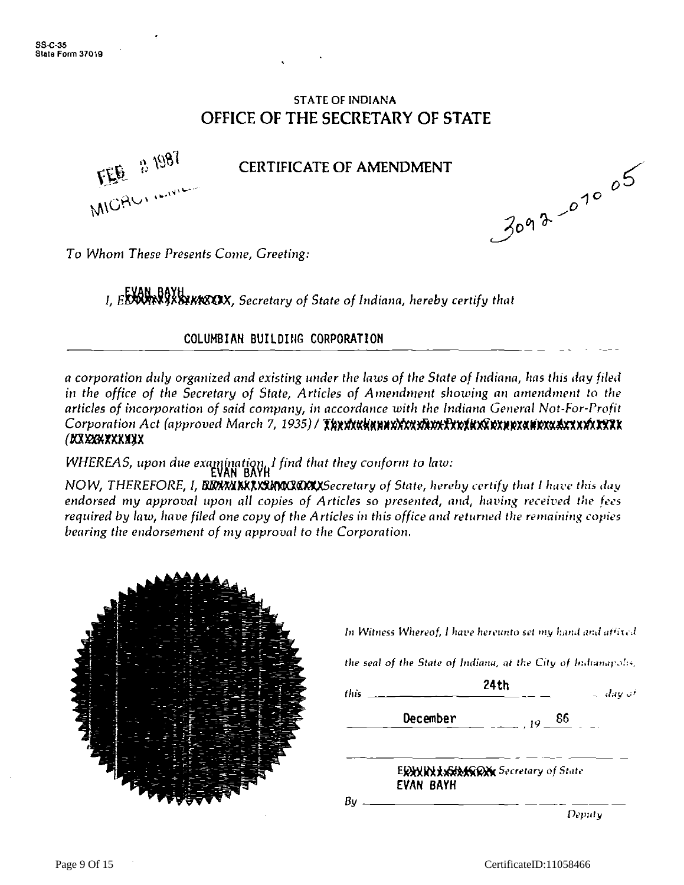SS-C-35
State Form 37019

STATE OF INDIANA

# OFFICE OF THE SECRETARY OF STATE

FEB 2 1987
MICROFILMED

## CERTIFICATE OF AMENDMENT

3092-070 05

*To Whom These Presents Come, Greeting:*

*I,* EVAN BAYH*, Secretary of State of Indiana, hereby certify that*

COLUMBIAN BUILDING CORPORATION

*a corporation duly organized and existing under the laws of the State of Indiana, has this day filed in the office of the Secretary of State, Articles of Amendment showing an amendment to the articles of incorporation of said company, in accordance with the Indiana General Not-For-Profit Corporation Act (approved March 7, 1935) /*

*WHEREAS, upon due examination, I find that they conform to law:*

*NOW, THEREFORE, I,* EVAN BAYH *Secretary of State, hereby certify that I have this day endorsed my approval upon all copies of Articles so presented, and, having received the fees required by law, have filed one copy of the Articles in this office and returned the remaining copies bearing the endorsement of my approval to the Corporation.*

*In Witness Whereof, I have hereunto set my hand and affixed the seal of the State of Indiana, at the City of Indianapolis, this* 24th *day of* December*, 19* 86

EVAN BAYH *Secretary of State*

By ______________________ *Deputy*

CertificateID:11058466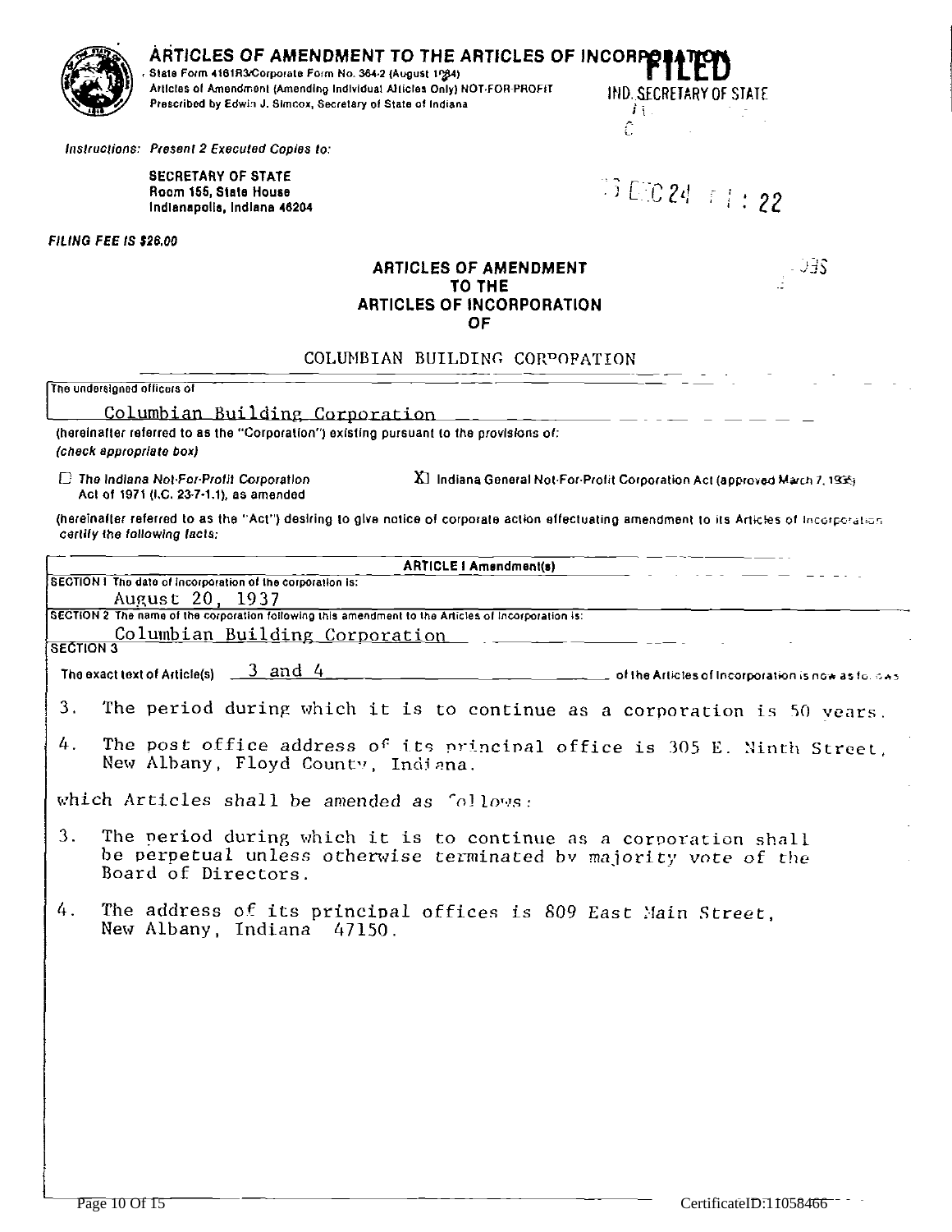# ARTICLES OF AMENDMENT TO THE ARTICLES OF INCORPORATION

State Form 4161R3/Corporate Form No. 364-2 (August 1984)
Articles of Amendment (Amending Individual Articles Only) NOT-FOR-PROFIT
Prescribed by Edwin J. Simcox, Secretary of State of Indiana

**FILED**
IND. SECRETARY OF STATE

*Instructions: Present 2 Executed Copies to:*

**SECRETARY OF STATE**
**Room 155, State House**
**Indianapolis, Indiana 46204**

DEC 24 11:22

***FILING FEE IS $26.00***

## ARTICLES OF AMENDMENT TO THE ARTICLES OF INCORPORATION OF

COLUMBIAN BUILDING CORPORATION

The undersigned officers of

Columbian Building Corporation

(hereinafter referred to as the "Corporation") existing pursuant to the provisions of:
*(check appropriate box)*

☐ *The Indiana Not-For-Profit Corporation Act of 1971 (I.C. 23-7-1.1), as amended*

☒ Indiana General Not-For-Profit Corporation Act (approved March 7, 1935)

(hereinafter referred to as the "Act") desiring to give notice of corporate action effectuating amendment to its Articles of Incorporation certify the following facts:

**ARTICLE I Amendment(s)**

SECTION 1 The date of incorporation of the corporation is:
August 20, 1937

SECTION 2 The name of the corporation following this amendment to the Articles of Incorporation is:
Columbian Building Corporation

SECTION 3

The exact text of Article(s) 3 and 4 of the Articles of Incorporation is now as follows

3. The period during which it is to continue as a corporation is 50 years.

4. The post office address of its principal office is 305 E. Ninth Street, New Albany, Floyd County, Indiana.

which Articles shall be amended as follows:

3. The period during which it is to continue as a corporation shall be perpetual unless otherwise terminated by majority vote of the Board of Directors.

4. The address of its principal offices is 809 East Main Street, New Albany, Indiana 47150.

CertificateID:11058466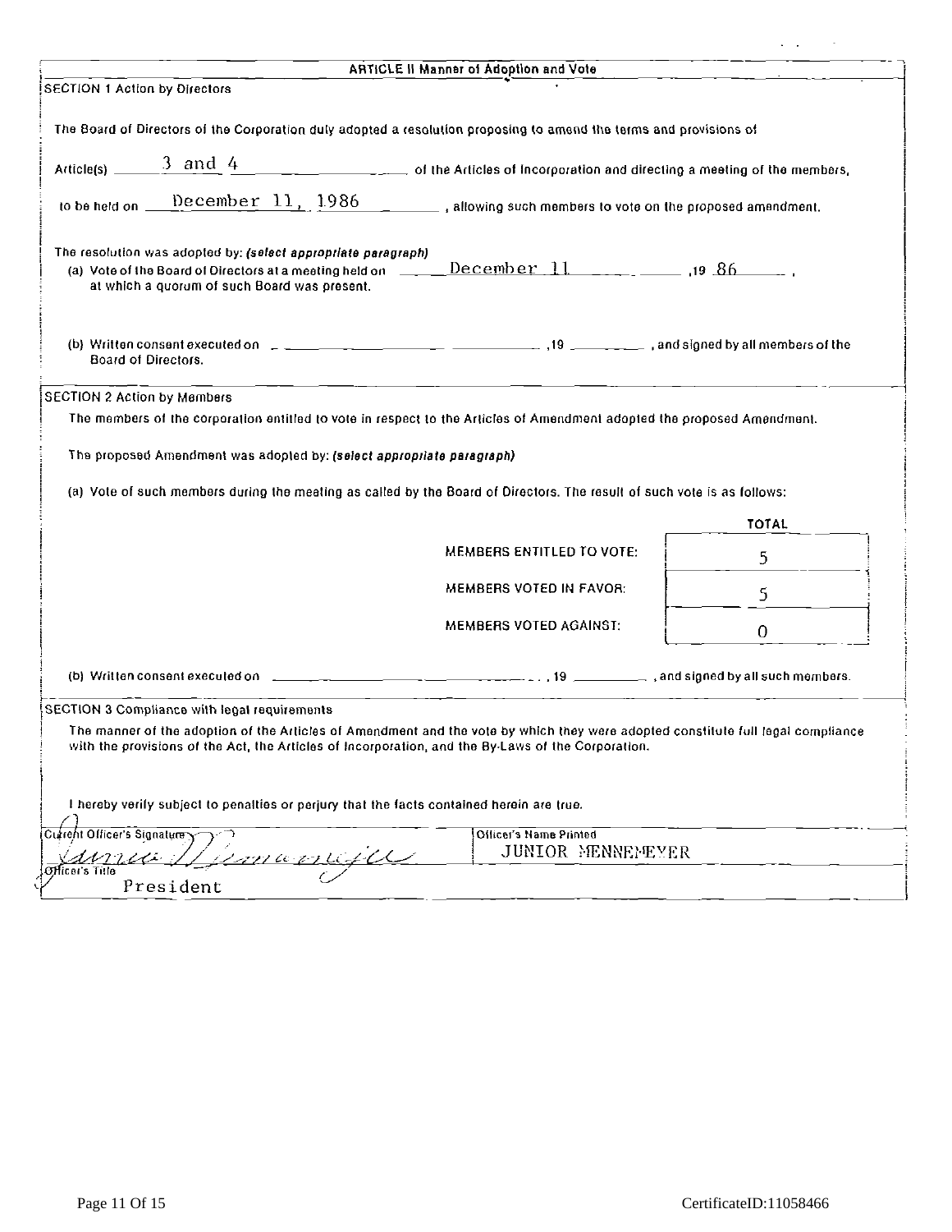## ARTICLE II Manner of Adoption and Vote

### SECTION 1 Action by Directors

The Board of Directors of the Corporation duly adopted a resolution proposing to amend the terms and provisions of

Article(s) 3 and 4 of the Articles of Incorporation and directing a meeting of the members,

to be held on December 11, 1986, allowing such members to vote on the proposed amendment.

The resolution was adopted by: ***(select appropriate paragraph)***

(a) Vote of the Board of Directors at a meeting held on December 11, 19 86, at which a quorum of such Board was present.

(b) Written consent executed on ______________, 19 ______, and signed by all members of the Board of Directors.

### SECTION 2 Action by Members

The members of the corporation entitled to vote in respect to the Articles of Amendment adopted the proposed Amendment.

The proposed Amendment was adopted by: ***(select appropriate paragraph)***

(a) Vote of such members during the meeting as called by the Board of Directors. The result of such vote is as follows:

| | TOTAL |
|---|---|
| MEMBERS ENTITLED TO VOTE: | 5 |
| MEMBERS VOTED IN FAVOR: | 5 |
| MEMBERS VOTED AGAINST: | 0 |

(b) Written consent executed on ______________, 19 ______, and signed by all such members.

### SECTION 3 Compliance with legal requirements

The manner of the adoption of the Articles of Amendment and the vote by which they were adopted constitute full legal compliance with the provisions of the Act, the Articles of Incorporation, and the By-Laws of the Corporation.

I hereby verify subject to penalties or perjury that the facts contained herein are true.

| Current Officer's Signature | Officer's Name Printed |
|---|---|
| Junior Mennemeyer | JUNIOR MENNEMEYER |
| Officer's Title: President | |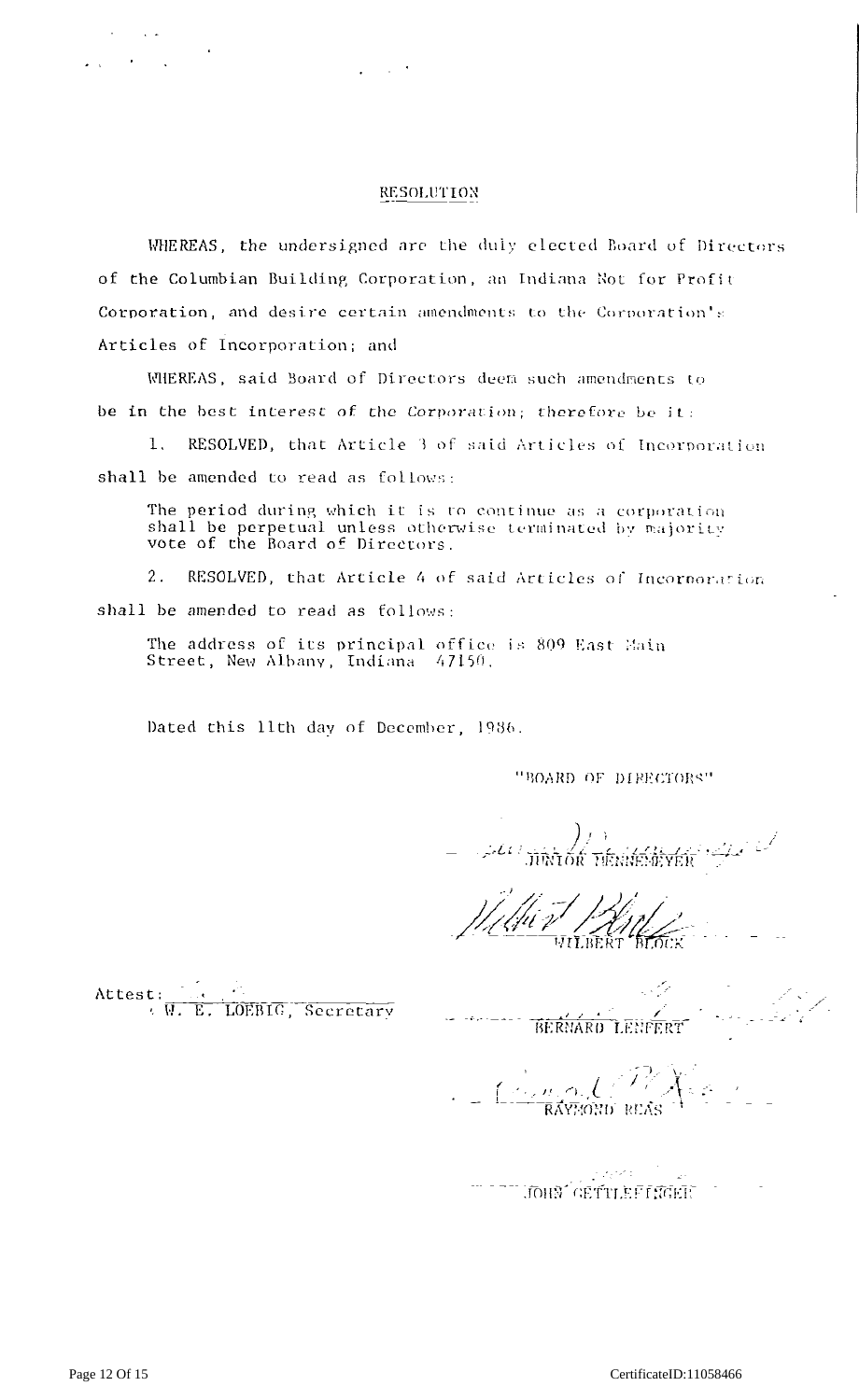# RESOLUTION

WHEREAS, the undersigned are the duly elected Board of Directors of the Columbian Building Corporation, an Indiana Not for Profit Corporation, and desire certain amendments to the Corporation's Articles of Incorporation; and

WHEREAS, said Board of Directors deem such amendments to be in the best interest of the Corporation; therefore be it:

1. RESOLVED, that Article 3 of said Articles of Incorporation shall be amended to read as follows:

> The period during which it is to continue as a corporation shall be perpetual unless otherwise terminated by majority vote of the Board of Directors.

2. RESOLVED, that Article 4 of said Articles of Incorporation shall be amended to read as follows:

> The address of its principal office is 809 East Main Street, New Albany, Indiana 47150.

Dated this 11th day of December, 1986.

"BOARD OF DIRECTORS"

JUNIOR HENNEMEYER

WILBERT BLOCK

BERNARD LENFERT

RAYMOND BEAS

JOHN GETTLEFINGER

Attest:
W. E. LOEBIG, Secretary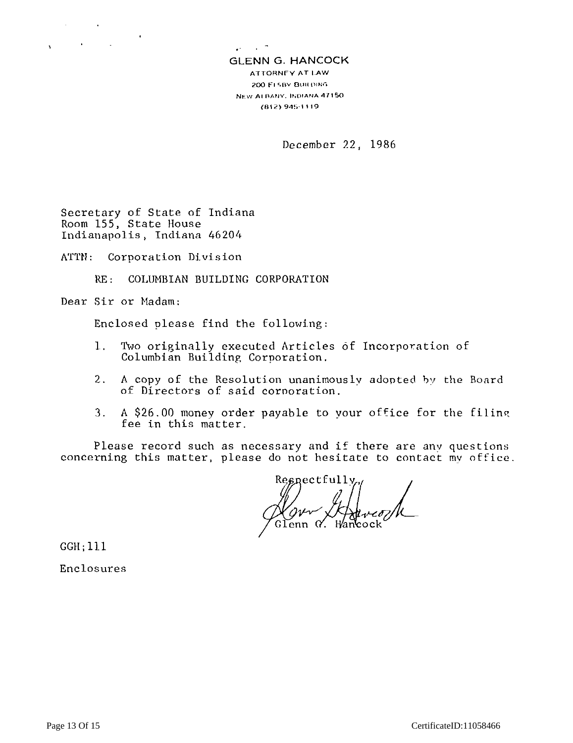**GLENN G. HANCOCK**
ATTORNEY AT LAW
200 ELSBY BUILDING
NEW ALBANY, INDIANA 47150
(812) 945-1119

December 22, 1986

Secretary of State of Indiana
Room 155, State House
Indianapolis, Indiana 46204

ATTN: Corporation Division

RE: COLUMBIAN BUILDING CORPORATION

Dear Sir or Madam:

Enclosed please find the following:

1. Two originally executed Articles of Incorporation of Columbian Building Corporation.
2. A copy of the Resolution unanimously adopted by the Board of Directors of said corporation.
3. A $26.00 money order payable to your office for the filing fee in this matter.

Please record such as necessary and if there are any questions concerning this matter, please do not hesitate to contact my office.

Respectfully,

Glenn G. Hancock

GGH;111

Enclosures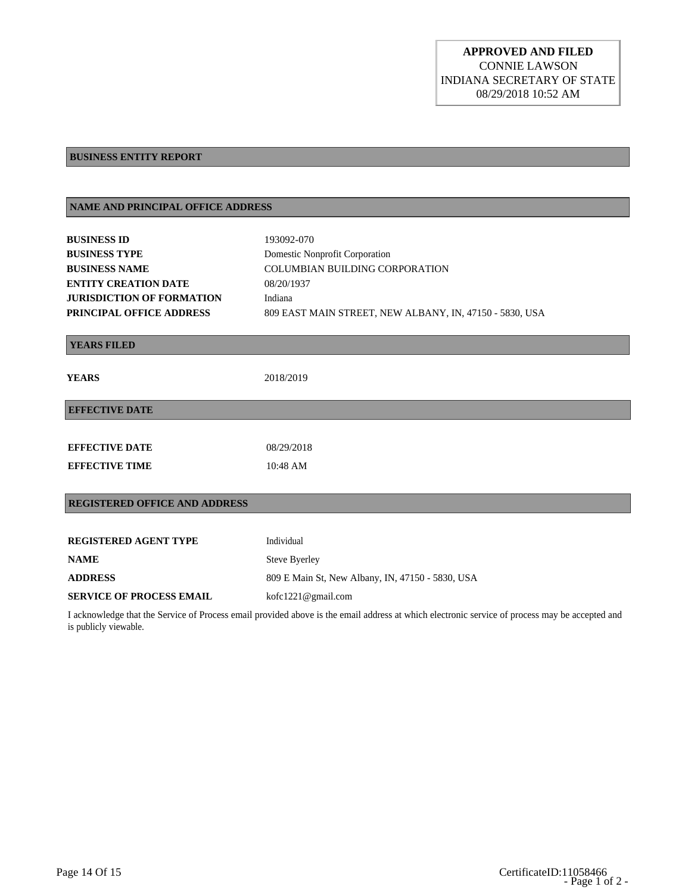**APPROVED AND FILED**
CONNIE LAWSON
INDIANA SECRETARY OF STATE
08/29/2018 10:52 AM

## BUSINESS ENTITY REPORT

## NAME AND PRINCIPAL OFFICE ADDRESS

| | |
|---|---|
| **BUSINESS ID** | 193092-070 |
| **BUSINESS TYPE** | Domestic Nonprofit Corporation |
| **BUSINESS NAME** | COLUMBIAN BUILDING CORPORATION |
| **ENTITY CREATION DATE** | 08/20/1937 |
| **JURISDICTION OF FORMATION** | Indiana |
| **PRINCIPAL OFFICE ADDRESS** | 809 EAST MAIN STREET, NEW ALBANY, IN, 47150 - 5830, USA |

## YEARS FILED

| | |
|---|---|
| **YEARS** | 2018/2019 |

## EFFECTIVE DATE

| | |
|---|---|
| **EFFECTIVE DATE** | 08/29/2018 |
| **EFFECTIVE TIME** | 10:48 AM |

## REGISTERED OFFICE AND ADDRESS

| | |
|---|---|
| **REGISTERED AGENT TYPE** | Individual |
| **NAME** | Steve Byerley |
| **ADDRESS** | 809 E Main St, New Albany, IN, 47150 - 5830, USA |
| **SERVICE OF PROCESS EMAIL** | kofc1221@gmail.com |

I acknowledge that the Service of Process email provided above is the email address at which electronic service of process may be accepted and is publicly viewable.

CertificateID:11058466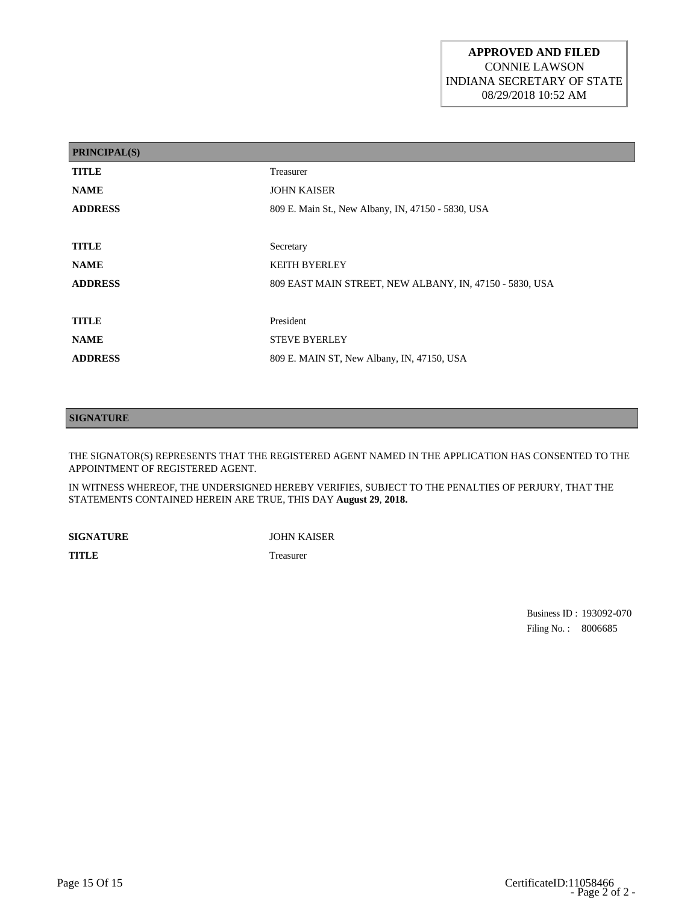**APPROVED AND FILED**
CONNIE LAWSON
INDIANA SECRETARY OF STATE
08/29/2018 10:52 AM

| PRINCIPAL(S) | |
|---|---|
| **TITLE** | Treasurer |
| **NAME** | JOHN KAISER |
| **ADDRESS** | 809 E. Main St., New Albany, IN, 47150 - 5830, USA |
| **TITLE** | Secretary |
| **NAME** | KEITH BYERLEY |
| **ADDRESS** | 809 EAST MAIN STREET, NEW ALBANY, IN, 47150 - 5830, USA |
| **TITLE** | President |
| **NAME** | STEVE BYERLEY |
| **ADDRESS** | 809 E. MAIN ST, New Albany, IN, 47150, USA |

**SIGNATURE**

THE SIGNATOR(S) REPRESENTS THAT THE REGISTERED AGENT NAMED IN THE APPLICATION HAS CONSENTED TO THE APPOINTMENT OF REGISTERED AGENT.

IN WITNESS WHEREOF, THE UNDERSIGNED HEREBY VERIFIES, SUBJECT TO THE PENALTIES OF PERJURY, THAT THE STATEMENTS CONTAINED HEREIN ARE TRUE, THIS DAY **August 29**, **2018.**

| | |
|---|---|
| **SIGNATURE** | JOHN KAISER |
| **TITLE** | Treasurer |

Business ID : 193092-070
Filing No. : 8006685

CertificateID:11058466